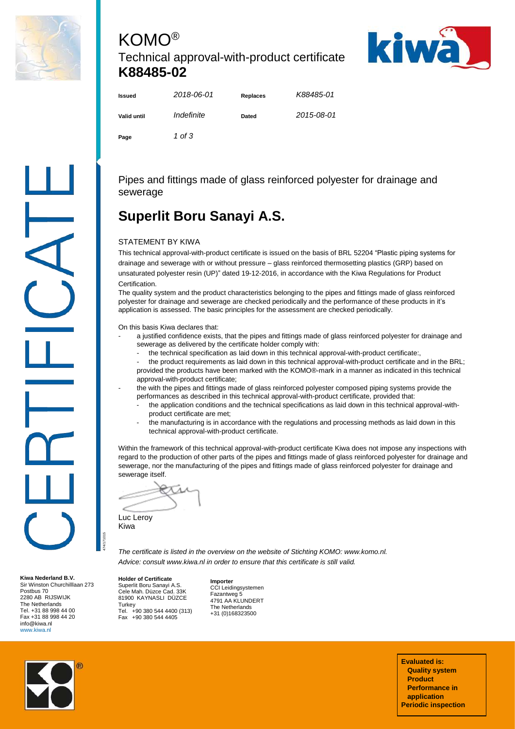# KOMO®

## Technical approval-with-product certificate **K88485-02**

| Issued | *2018-06-01* | Replaces | *K88485-01* |
|---|---|---|---|
| Valid until | *Indefinite* | Dated | *2015-08-01* |

Pipes and fittings made of glass reinforced polyester for drainage and sewerage

# Superlit Boru Sanayi A.S.

STATEMENT BY KIWA

This technical approval-with-product certificate is issued on the basis of BRL 52204 "Plastic piping systems for drainage and sewerage with or without pressure – glass reinforced thermosetting plastics (GRP) based on unsaturated polyester resin (UP)" dated 19-12-2016, in accordance with the Kiwa Regulations for Product Certification.

The quality system and the product characteristics belonging to the pipes and fittings made of glass reinforced polyester for drainage and sewerage are checked periodically and the performance of these products in it's application is assessed. The basic principles for the assessment are checked periodically.

On this basis Kiwa declares that:

- a justified confidence exists, that the pipes and fittings made of glass reinforced polyester for drainage and sewerage as delivered by the certificate holder comply with:
  - the technical specification as laid down in this technical approval-with-product certificate:,
  - the product requirements as laid down in this technical approval-with-product certificate and in the BRL;

  provided the products have been marked with the KOMO®-mark in a manner as indicated in this technical approval-with-product certificate;
- the with the pipes and fittings made of glass reinforced polyester composed piping systems provide the performances as described in this technical approval-with-product certificate, provided that:
  - the application conditions and the technical specifications as laid down in this technical approval-with-product certificate are met;
  - the manufacturing is in accordance with the regulations and processing methods as laid down in this technical approval-with-product certificate.

Within the framework of this technical approval-with-product certificate Kiwa does not impose any inspections with regard to the production of other parts of the pipes and fittings made of glass reinforced polyester for drainage and sewerage, nor the manufacturing of the pipes and fittings made of glass reinforced polyester for drainage and sewerage itself.

Luc Leroy
Kiwa

*The certificate is listed in the overview on the website of Stichting KOMO: www.komo.nl.*
*Advice: consult www.kiwa.nl in order to ensure that this certificate is still valid.*

**Kiwa Nederland B.V.**
Sir Winston Churchilllaan 273
Postbus 70
2280 AB RIJSWIJK
The Netherlands
Tel. +31 88 998 44 00
Fax +31 88 998 44 20
info@kiwa.nl
www.kiwa.nl

**Holder of Certificate**
Superlit Boru Sanayi A.S.
Cele Mah. Düzce Cad. 33K
81900 KAYNASLI DÜZCE
Turkey
Tel. +90 380 544 4400 (313)
Fax +90 380 544 4405

**Importer**
CCI Leidingsystemen
Fazantweg 5
4791 AA KLUNDERT
The Netherlands
+31 (0)168323500

**Evaluated is:**
**Quality system**
**Product**
**Performance in application**
**Periodic inspection**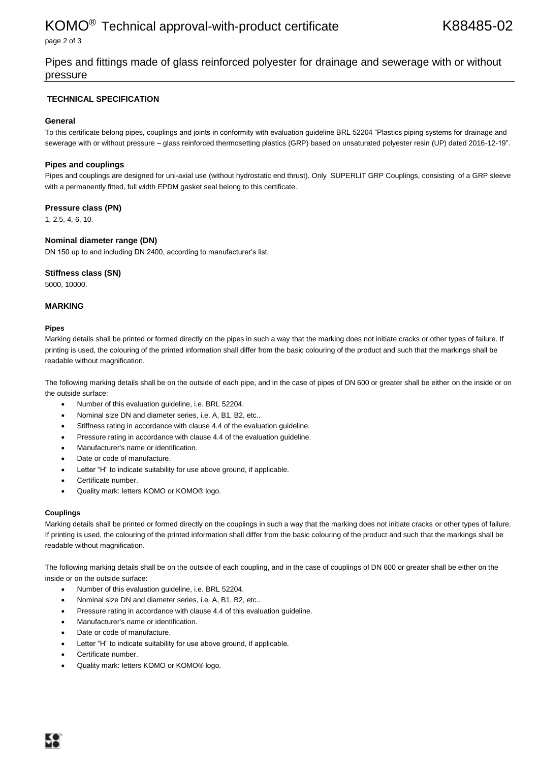## Pipes and fittings made of glass reinforced polyester for drainage and sewerage with or without pressure

### TECHNICAL SPECIFICATION

#### General

To this certificate belong pipes, couplings and joints in conformity with evaluation guideline BRL 52204 "Plastics piping systems for drainage and sewerage with or without pressure – glass reinforced thermosetting plastics (GRP) based on unsaturated polyester resin (UP) dated 2016-12-19".

#### Pipes and couplings

Pipes and couplings are designed for uni-axial use (without hydrostatic end thrust). Only SUPERLIT GRP Couplings, consisting of a GRP sleeve with a permanently fitted, full width EPDM gasket seal belong to this certificate.

#### Pressure class (PN)

1, 2.5, 4, 6, 10.

#### Nominal diameter range (DN)

DN 150 up to and including DN 2400, according to manufacturer's list.

#### Stiffness class (SN)

5000, 10000.

### MARKING

#### Pipes

Marking details shall be printed or formed directly on the pipes in such a way that the marking does not initiate cracks or other types of failure. If printing is used, the colouring of the printed information shall differ from the basic colouring of the product and such that the markings shall be readable without magnification.

The following marking details shall be on the outside of each pipe, and in the case of pipes of DN 600 or greater shall be either on the inside or on the outside surface:

- Number of this evaluation guideline, i.e. BRL 52204.
- Nominal size DN and diameter series, i.e. A, B1, B2, etc..
- Stiffness rating in accordance with clause 4.4 of the evaluation guideline.
- Pressure rating in accordance with clause 4.4 of the evaluation guideline.
- Manufacturer's name or identification.
- Date or code of manufacture.
- Letter "H" to indicate suitability for use above ground, if applicable.
- Certificate number.
- Quality mark: letters KOMO or KOMO® logo.

#### Couplings

Marking details shall be printed or formed directly on the couplings in such a way that the marking does not initiate cracks or other types of failure. If printing is used, the colouring of the printed information shall differ from the basic colouring of the product and such that the markings shall be readable without magnification.

The following marking details shall be on the outside of each coupling, and in the case of couplings of DN 600 or greater shall be either on the inside or on the outside surface:

- Number of this evaluation guideline, i.e. BRL 52204.
- Nominal size DN and diameter series, i.e. A, B1, B2, etc..
- Pressure rating in accordance with clause 4.4 of this evaluation guideline.
- Manufacturer's name or identification.
- Date or code of manufacture.
- Letter "H" to indicate suitability for use above ground, if applicable.
- Certificate number.
- Quality mark: letters KOMO or KOMO® logo.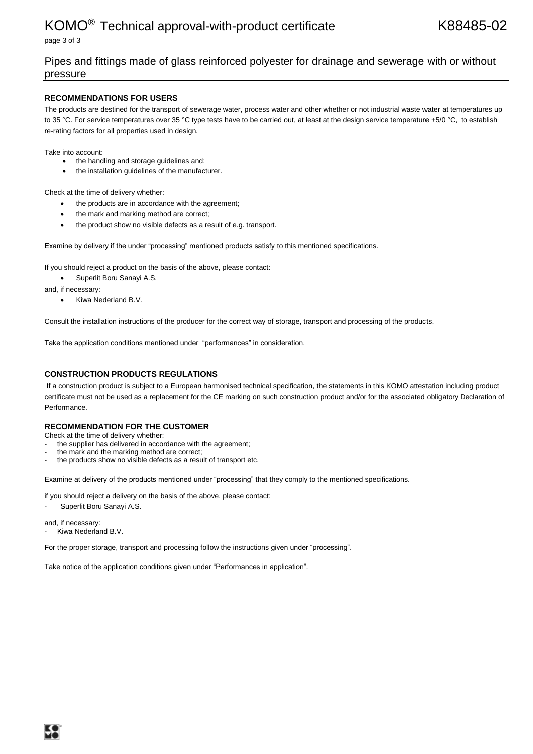## Pipes and fittings made of glass reinforced polyester for drainage and sewerage with or without pressure

### RECOMMENDATIONS FOR USERS

The products are destined for the transport of sewerage water, process water and other whether or not industrial waste water at temperatures up to 35 °C. For service temperatures over 35 °C type tests have to be carried out, at least at the design service temperature +5/0 °C, to establish re-rating factors for all properties used in design.

Take into account:

- the handling and storage guidelines and;
- the installation guidelines of the manufacturer.

Check at the time of delivery whether:

- the products are in accordance with the agreement;
- the mark and marking method are correct;
- the product show no visible defects as a result of e.g. transport.

Examine by delivery if the under "processing" mentioned products satisfy to this mentioned specifications.

If you should reject a product on the basis of the above, please contact:

- Superlit Boru Sanayi A.S.

and, if necessary:

- Kiwa Nederland B.V.

Consult the installation instructions of the producer for the correct way of storage, transport and processing of the products.

Take the application conditions mentioned under "performances" in consideration.

### CONSTRUCTION PRODUCTS REGULATIONS

If a construction product is subject to a European harmonised technical specification, the statements in this KOMO attestation including product certificate must not be used as a replacement for the CE marking on such construction product and/or for the associated obligatory Declaration of Performance.

### RECOMMENDATION FOR THE CUSTOMER

Check at the time of delivery whether:

- the supplier has delivered in accordance with the agreement;
- the mark and the marking method are correct;
- the products show no visible defects as a result of transport etc.

Examine at delivery of the products mentioned under "processing" that they comply to the mentioned specifications.

if you should reject a delivery on the basis of the above, please contact:

- Superlit Boru Sanayi A.S.

and, if necessary:

- Kiwa Nederland B.V.

For the proper storage, transport and processing follow the instructions given under "processing".

Take notice of the application conditions given under "Performances in application".